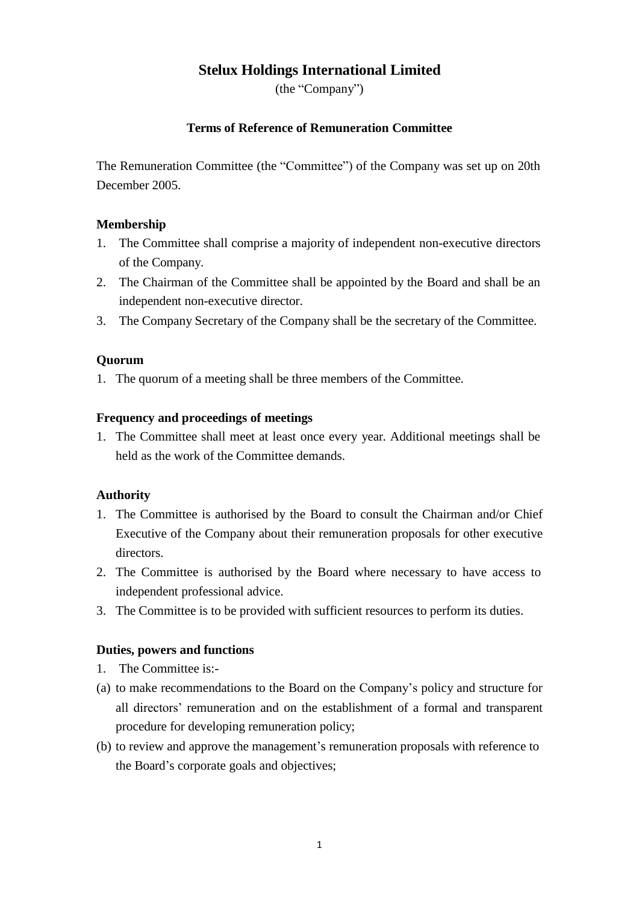# Stelux Holdings International Limited

(the "Company")

## Terms of Reference of Remuneration Committee

The Remuneration Committee (the "Committee") of the Company was set up on 20th December 2005.

### Membership

1. The Committee shall comprise a majority of independent non-executive directors of the Company.
2. The Chairman of the Committee shall be appointed by the Board and shall be an independent non-executive director.
3. The Company Secretary of the Company shall be the secretary of the Committee.

### Quorum

1. The quorum of a meeting shall be three members of the Committee.

### Frequency and proceedings of meetings

1. The Committee shall meet at least once every year. Additional meetings shall be held as the work of the Committee demands.

### Authority

1. The Committee is authorised by the Board to consult the Chairman and/or Chief Executive of the Company about their remuneration proposals for other executive directors.
2. The Committee is authorised by the Board where necessary to have access to independent professional advice.
3. The Committee is to be provided with sufficient resources to perform its duties.

### Duties, powers and functions

1. The Committee is:-

(a) to make recommendations to the Board on the Company's policy and structure for all directors' remuneration and on the establishment of a formal and transparent procedure for developing remuneration policy;

(b) to review and approve the management's remuneration proposals with reference to the Board's corporate goals and objectives;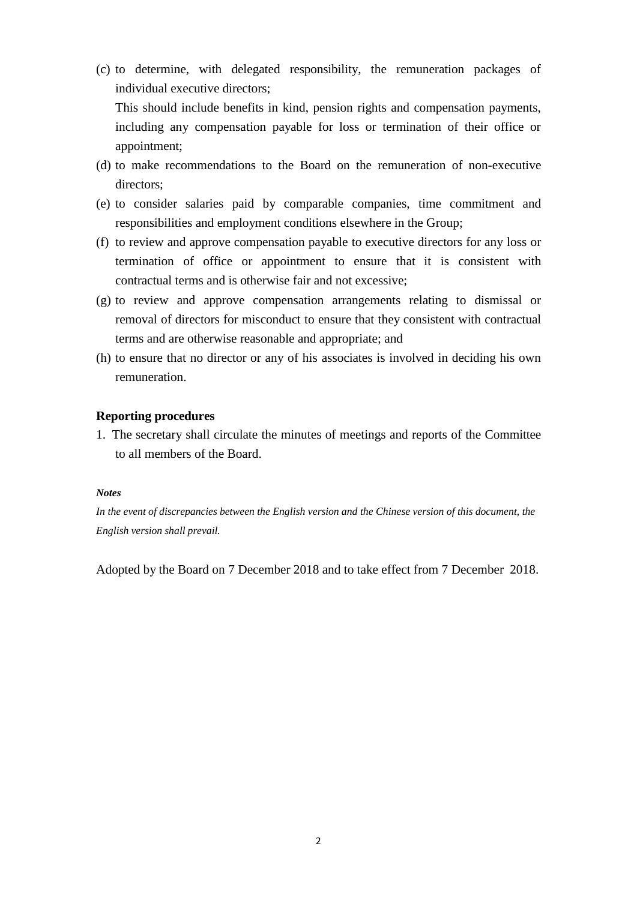(c) to determine, with delegated responsibility, the remuneration packages of individual executive directors;

This should include benefits in kind, pension rights and compensation payments, including any compensation payable for loss or termination of their office or appointment;

(d) to make recommendations to the Board on the remuneration of non-executive directors;

(e) to consider salaries paid by comparable companies, time commitment and responsibilities and employment conditions elsewhere in the Group;

(f) to review and approve compensation payable to executive directors for any loss or termination of office or appointment to ensure that it is consistent with contractual terms and is otherwise fair and not excessive;

(g) to review and approve compensation arrangements relating to dismissal or removal of directors for misconduct to ensure that they consistent with contractual terms and are otherwise reasonable and appropriate; and

(h) to ensure that no director or any of his associates is involved in deciding his own remuneration.

**Reporting procedures**

1. The secretary shall circulate the minutes of meetings and reports of the Committee to all members of the Board.

***Notes***

*In the event of discrepancies between the English version and the Chinese version of this document, the English version shall prevail.*

Adopted by the Board on 7 December 2018 and to take effect from 7 December 2018.